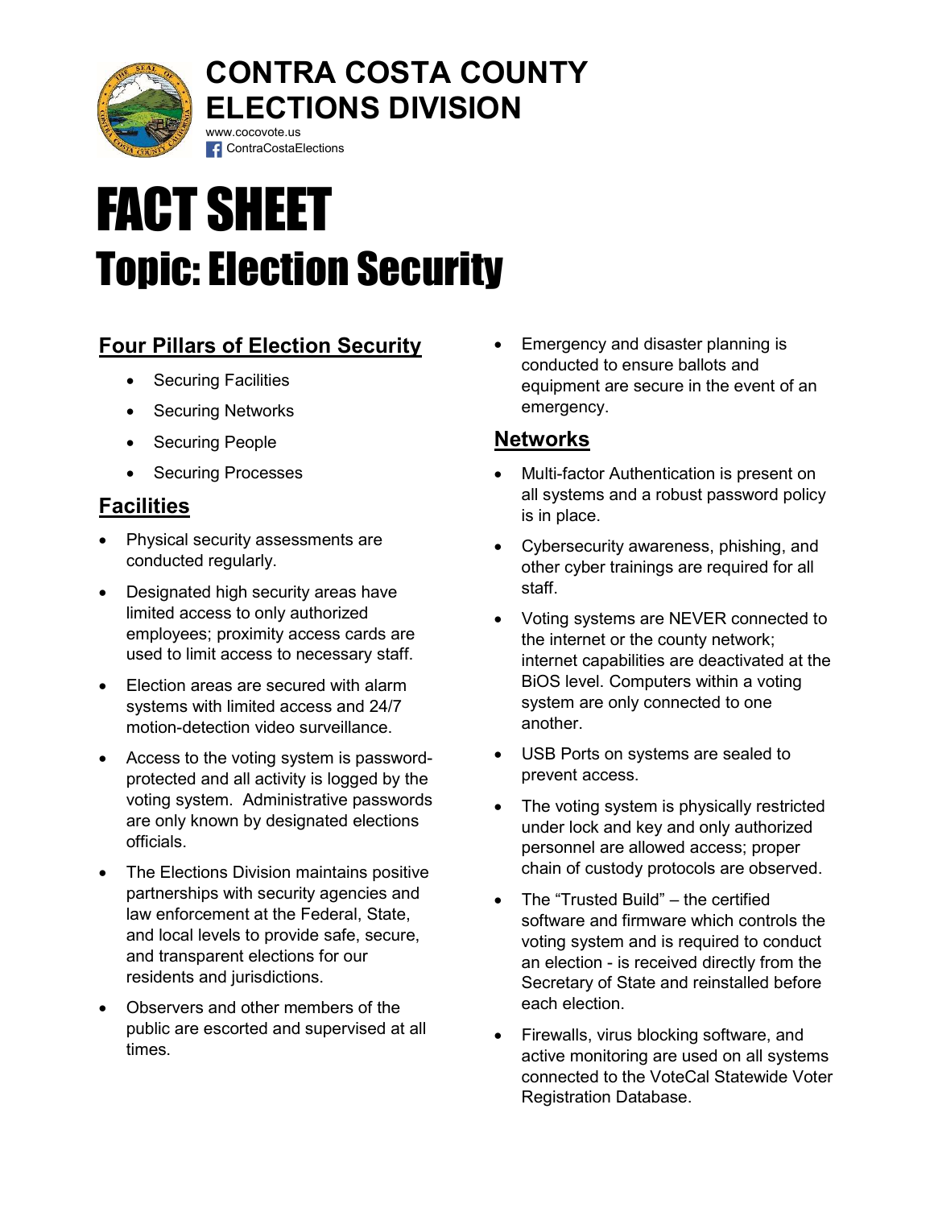# CONTRA COSTA COUNTY ELECTIONS DIVISION

www.cocovote.us
ContraCostaElections

# FACT SHEET
## Topic: Election Security

### Four Pillars of Election Security

- Securing Facilities
- Securing Networks
- Securing People
- Securing Processes

### Facilities

- Physical security assessments are conducted regularly.
- Designated high security areas have limited access to only authorized employees; proximity access cards are used to limit access to necessary staff.
- Election areas are secured with alarm systems with limited access and 24/7 motion-detection video surveillance.
- Access to the voting system is password-protected and all activity is logged by the voting system. Administrative passwords are only known by designated elections officials.
- The Elections Division maintains positive partnerships with security agencies and law enforcement at the Federal, State, and local levels to provide safe, secure, and transparent elections for our residents and jurisdictions.
- Observers and other members of the public are escorted and supervised at all times.
- Emergency and disaster planning is conducted to ensure ballots and equipment are secure in the event of an emergency.

### Networks

- Multi-factor Authentication is present on all systems and a robust password policy is in place.
- Cybersecurity awareness, phishing, and other cyber trainings are required for all staff.
- Voting systems are NEVER connected to the internet or the county network; internet capabilities are deactivated at the BiOS level. Computers within a voting system are only connected to one another.
- USB Ports on systems are sealed to prevent access.
- The voting system is physically restricted under lock and key and only authorized personnel are allowed access; proper chain of custody protocols are observed.
- The "Trusted Build" – the certified software and firmware which controls the voting system and is required to conduct an election - is received directly from the Secretary of State and reinstalled before each election.
- Firewalls, virus blocking software, and active monitoring are used on all systems connected to the VoteCal Statewide Voter Registration Database.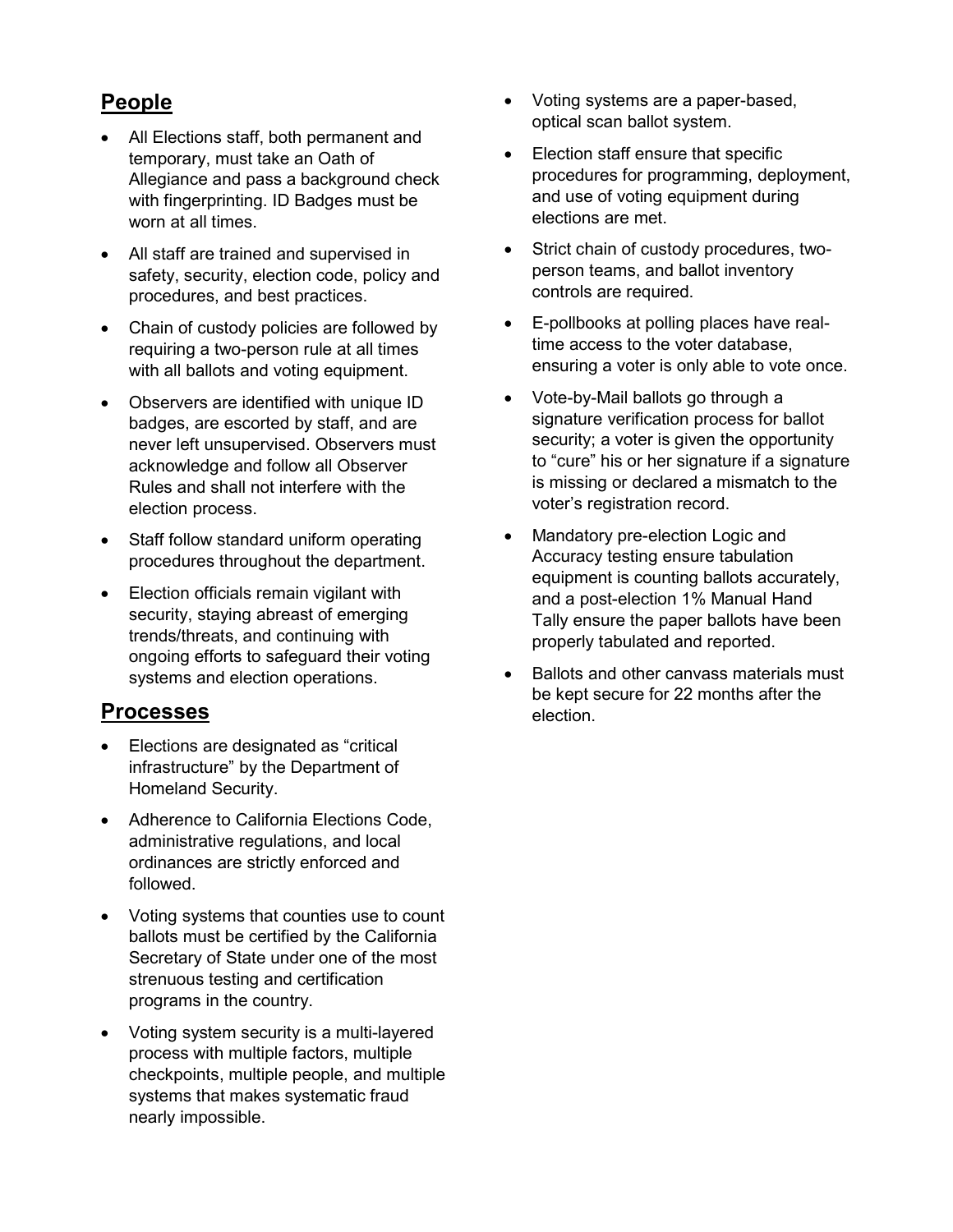## People

- All Elections staff, both permanent and temporary, must take an Oath of Allegiance and pass a background check with fingerprinting. ID Badges must be worn at all times.
- All staff are trained and supervised in safety, security, election code, policy and procedures, and best practices.
- Chain of custody policies are followed by requiring a two-person rule at all times with all ballots and voting equipment.
- Observers are identified with unique ID badges, are escorted by staff, and are never left unsupervised. Observers must acknowledge and follow all Observer Rules and shall not interfere with the election process.
- Staff follow standard uniform operating procedures throughout the department.
- Election officials remain vigilant with security, staying abreast of emerging trends/threats, and continuing with ongoing efforts to safeguard their voting systems and election operations.

## Processes

- Elections are designated as "critical infrastructure" by the Department of Homeland Security.
- Adherence to California Elections Code, administrative regulations, and local ordinances are strictly enforced and followed.
- Voting systems that counties use to count ballots must be certified by the California Secretary of State under one of the most strenuous testing and certification programs in the country.
- Voting system security is a multi-layered process with multiple factors, multiple checkpoints, multiple people, and multiple systems that makes systematic fraud nearly impossible.
- Voting systems are a paper-based, optical scan ballot system.
- Election staff ensure that specific procedures for programming, deployment, and use of voting equipment during elections are met.
- Strict chain of custody procedures, two-person teams, and ballot inventory controls are required.
- E-pollbooks at polling places have real-time access to the voter database, ensuring a voter is only able to vote once.
- Vote-by-Mail ballots go through a signature verification process for ballot security; a voter is given the opportunity to "cure" his or her signature if a signature is missing or declared a mismatch to the voter's registration record.
- Mandatory pre-election Logic and Accuracy testing ensure tabulation equipment is counting ballots accurately, and a post-election 1% Manual Hand Tally ensure the paper ballots have been properly tabulated and reported.
- Ballots and other canvass materials must be kept secure for 22 months after the election.